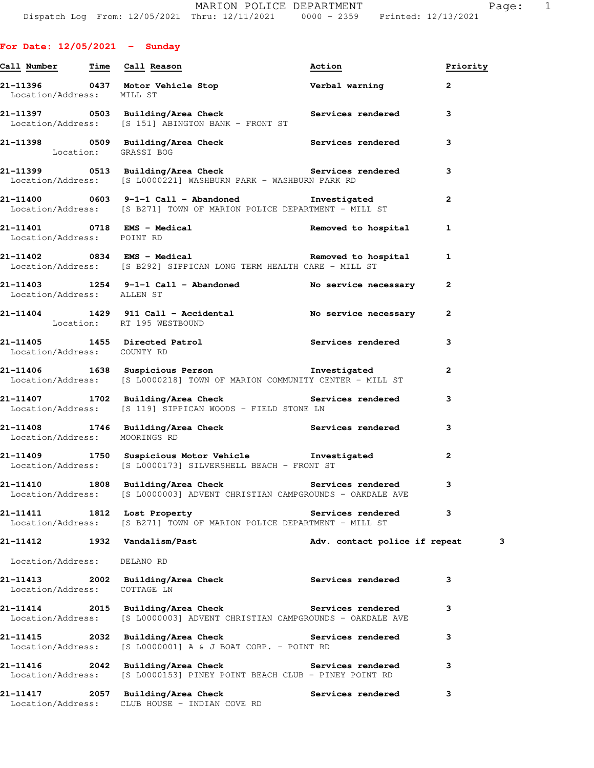# MARION POLICE DEPARTMENT

Dispatch Log From: 12/05/2021 Thru: 12/11/2021 0000 - 2359 Printed: 12/13/2021

## For Date: 12/05/2021 - Sunday

| Call Number | Time | Call Reason | Action | Priority |
|---|---|---|---|---|
| 21-11396 | 0437 | Motor Vehicle Stop<br>Location/Address: MILL ST | Verbal warning | 2 |
| 21-11397 | 0503 | Building/Area Check<br>Location/Address: [S 151] ABINGTON BANK - FRONT ST | Services rendered | 3 |
| 21-11398 | 0509 | Building/Area Check<br>Location: GRASSI BOG | Services rendered | 3 |
| 21-11399 | 0513 | Building/Area Check<br>Location/Address: [S L0000221] WASHBURN PARK - WASHBURN PARK RD | Services rendered | 3 |
| 21-11400 | 0603 | 9-1-1 Call - Abandoned<br>Location/Address: [S B271] TOWN OF MARION POLICE DEPARTMENT - MILL ST | Investigated | 2 |
| 21-11401 | 0718 | EMS - Medical<br>Location/Address: POINT RD | Removed to hospital | 1 |
| 21-11402 | 0834 | EMS - Medical<br>Location/Address: [S B292] SIPPICAN LONG TERM HEALTH CARE - MILL ST | Removed to hospital | 1 |
| 21-11403 | 1254 | 9-1-1 Call - Abandoned<br>Location/Address: ALLEN ST | No service necessary | 2 |
| 21-11404 | 1429 | 911 Call - Accidental<br>Location: RT 195 WESTBOUND | No service necessary | 2 |
| 21-11405 | 1455 | Directed Patrol<br>Location/Address: COUNTY RD | Services rendered | 3 |
| 21-11406 | 1638 | Suspicious Person<br>Location/Address: [S L0000218] TOWN OF MARION COMMUNITY CENTER - MILL ST | Investigated | 2 |
| 21-11407 | 1702 | Building/Area Check<br>Location/Address: [S 119] SIPPICAN WOODS - FIELD STONE LN | Services rendered | 3 |
| 21-11408 | 1746 | Building/Area Check<br>Location/Address: MOORINGS RD | Services rendered | 3 |
| 21-11409 | 1750 | Suspicious Motor Vehicle<br>Location/Address: [S L0000173] SILVERSHELL BEACH - FRONT ST | Investigated | 2 |
| 21-11410 | 1808 | Building/Area Check<br>Location/Address: [S L0000003] ADVENT CHRISTIAN CAMPGROUNDS - OAKDALE AVE | Services rendered | 3 |
| 21-11411 | 1812 | Lost Property<br>Location/Address: [S B271] TOWN OF MARION POLICE DEPARTMENT - MILL ST | Services rendered | 3 |
| 21-11412 | 1932 | Vandalism/Past<br>Location/Address: DELANO RD | Adv. contact police if repeat | 3 |
| 21-11413 | 2002 | Building/Area Check<br>Location/Address: COTTAGE LN | Services rendered | 3 |
| 21-11414 | 2015 | Building/Area Check<br>Location/Address: [S L0000003] ADVENT CHRISTIAN CAMPGROUNDS - OAKDALE AVE | Services rendered | 3 |
| 21-11415 | 2032 | Building/Area Check<br>Location/Address: [S L0000001] A & J BOAT CORP. - POINT RD | Services rendered | 3 |
| 21-11416 | 2042 | Building/Area Check<br>Location/Address: [S L0000153] PINEY POINT BEACH CLUB - PINEY POINT RD | Services rendered | 3 |
| 21-11417 | 2057 | Building/Area Check<br>Location/Address: CLUB HOUSE - INDIAN COVE RD | Services rendered | 3 |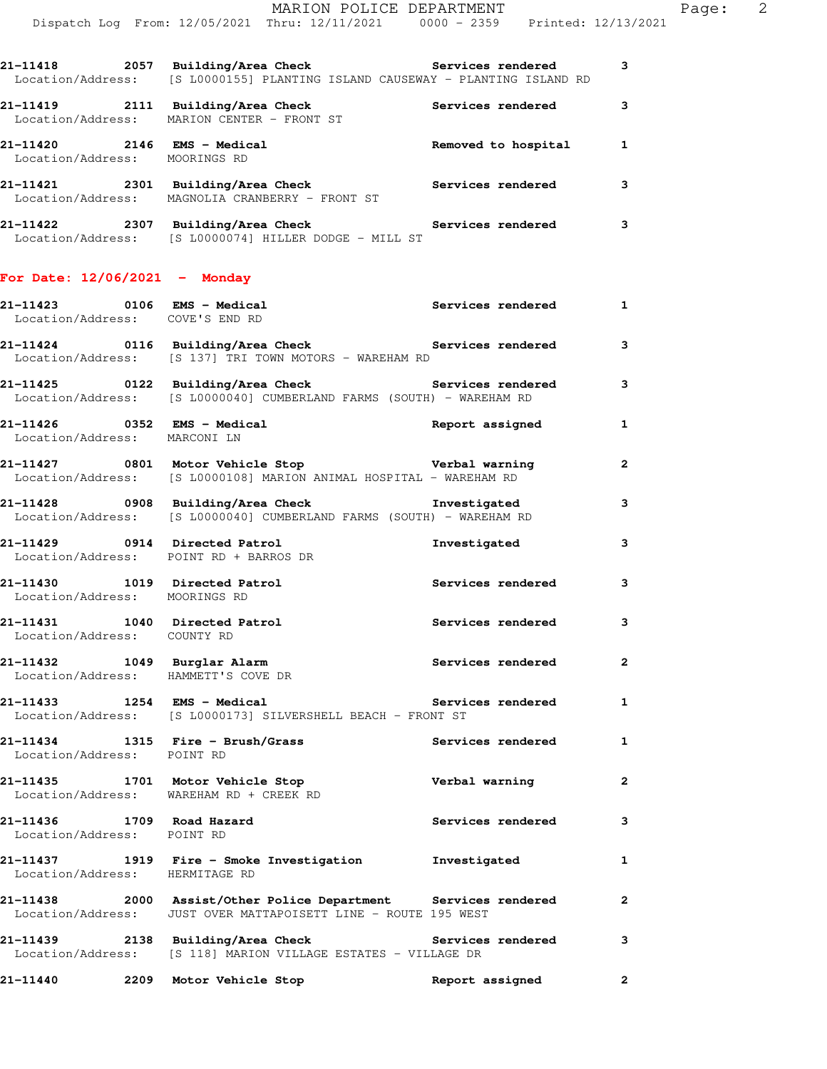21-11418 2057 **Building/Area Check** **Services rendered** **3**
Location/Address: [S L0000155] PLANTING ISLAND CAUSEWAY - PLANTING ISLAND RD

21-11419 2111 **Building/Area Check** **Services rendered** **3**
Location/Address: MARION CENTER - FRONT ST

21-11420 2146 **EMS - Medical** **Removed to hospital** **1**
Location/Address: MOORINGS RD

21-11421 2301 **Building/Area Check** **Services rendered** **3**
Location/Address: MAGNOLIA CRANBERRY - FRONT ST

21-11422 2307 **Building/Area Check** **Services rendered** **3**
Location/Address: [S L0000074] HILLER DODGE - MILL ST

## For Date: 12/06/2021 - Monday

21-11423 0106 **EMS - Medical** **Services rendered** **1**
Location/Address: COVE'S END RD

21-11424 0116 **Building/Area Check** **Services rendered** **3**
Location/Address: [S 137] TRI TOWN MOTORS - WAREHAM RD

21-11425 0122 **Building/Area Check** **Services rendered** **3**
Location/Address: [S L0000040] CUMBERLAND FARMS (SOUTH) - WAREHAM RD

21-11426 0352 **EMS - Medical** **Report assigned** **1**
Location/Address: MARCONI LN

21-11427 0801 **Motor Vehicle Stop** **Verbal warning** **2**
Location/Address: [S L0000108] MARION ANIMAL HOSPITAL - WAREHAM RD

21-11428 0908 **Building/Area Check** **Investigated** **3**
Location/Address: [S L0000040] CUMBERLAND FARMS (SOUTH) - WAREHAM RD

21-11429 0914 **Directed Patrol** **Investigated** **3**
Location/Address: POINT RD + BARROS DR

21-11430 1019 **Directed Patrol** **Services rendered** **3**
Location/Address: MOORINGS RD

21-11431 1040 **Directed Patrol** **Services rendered** **3**
Location/Address: COUNTY RD

21-11432 1049 **Burglar Alarm** **Services rendered** **2**
Location/Address: HAMMETT'S COVE DR

21-11433 1254 **EMS - Medical** **Services rendered** **1**
Location/Address: [S L0000173] SILVERSHELL BEACH - FRONT ST

21-11434 1315 **Fire - Brush/Grass** **Services rendered** **1**
Location/Address: POINT RD

21-11435 1701 **Motor Vehicle Stop** **Verbal warning** **2**
Location/Address: WAREHAM RD + CREEK RD

21-11436 1709 **Road Hazard** **Services rendered** **3**
Location/Address: POINT RD

21-11437 1919 **Fire - Smoke Investigation** **Investigated** **1**
Location/Address: HERMITAGE RD

21-11438 2000 **Assist/Other Police Department** **Services rendered** **2**
Location/Address: JUST OVER MATTAPOISETT LINE - ROUTE 195 WEST

21-11439 2138 **Building/Area Check** **Services rendered** **3**
Location/Address: [S 118] MARION VILLAGE ESTATES - VILLAGE DR

21-11440 2209 **Motor Vehicle Stop** **Report assigned** **2**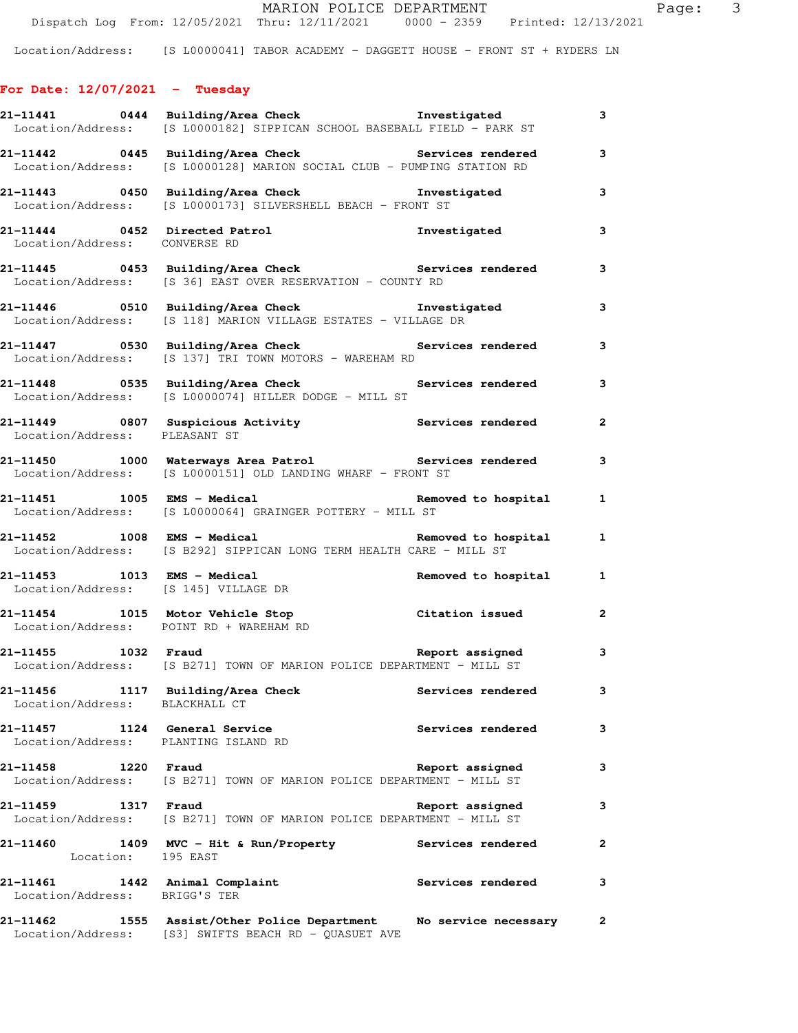Location/Address: [S L0000041] TABOR ACADEMY - DAGGETT HOUSE - FRONT ST + RYDERS LN

## For Date: 12/07/2021 - Tuesday

**21-11441 0444 Building/Area Check** Investigated 3
Location/Address: [S L0000182] SIPPICAN SCHOOL BASEBALL FIELD - PARK ST

**21-11442 0445 Building/Area Check** Services rendered 3
Location/Address: [S L0000128] MARION SOCIAL CLUB - PUMPING STATION RD

**21-11443 0450 Building/Area Check** Investigated 3
Location/Address: [S L0000173] SILVERSHELL BEACH - FRONT ST

**21-11444 0452 Directed Patrol** Investigated 3
Location/Address: CONVERSE RD

**21-11445 0453 Building/Area Check** Services rendered 3
Location/Address: [S 36] EAST OVER RESERVATION - COUNTY RD

**21-11446 0510 Building/Area Check** Investigated 3
Location/Address: [S 118] MARION VILLAGE ESTATES - VILLAGE DR

**21-11447 0530 Building/Area Check** Services rendered 3
Location/Address: [S 137] TRI TOWN MOTORS - WAREHAM RD

**21-11448 0535 Building/Area Check** Services rendered 3
Location/Address: [S L0000074] HILLER DODGE - MILL ST

**21-11449 0807 Suspicious Activity** Services rendered 2
Location/Address: PLEASANT ST

**21-11450 1000 Waterways Area Patrol** Services rendered 3
Location/Address: [S L0000151] OLD LANDING WHARF - FRONT ST

**21-11451 1005 EMS - Medical** Removed to hospital 1
Location/Address: [S L0000064] GRAINGER POTTERY - MILL ST

**21-11452 1008 EMS - Medical** Removed to hospital 1
Location/Address: [S B292] SIPPICAN LONG TERM HEALTH CARE - MILL ST

**21-11453 1013 EMS - Medical** Removed to hospital 1
Location/Address: [S 145] VILLAGE DR

**21-11454 1015 Motor Vehicle Stop** Citation issued 2
Location/Address: POINT RD + WAREHAM RD

**21-11455 1032 Fraud** Report assigned 3
Location/Address: [S B271] TOWN OF MARION POLICE DEPARTMENT - MILL ST

**21-11456 1117 Building/Area Check** Services rendered 3
Location/Address: BLACKHALL CT

**21-11457 1124 General Service** Services rendered 3
Location/Address: PLANTING ISLAND RD

**21-11458 1220 Fraud** Report assigned 3
Location/Address: [S B271] TOWN OF MARION POLICE DEPARTMENT - MILL ST

**21-11459 1317 Fraud** Report assigned 3
Location/Address: [S B271] TOWN OF MARION POLICE DEPARTMENT - MILL ST

**21-11460 1409 MVC - Hit & Run/Property** Services rendered 2
Location: 195 EAST

**21-11461 1442 Animal Complaint** Services rendered 3
Location/Address: BRIGG'S TER

**21-11462 1555 Assist/Other Police Department** No service necessary 2
Location/Address: [S3] SWIFTS BEACH RD - QUASUET AVE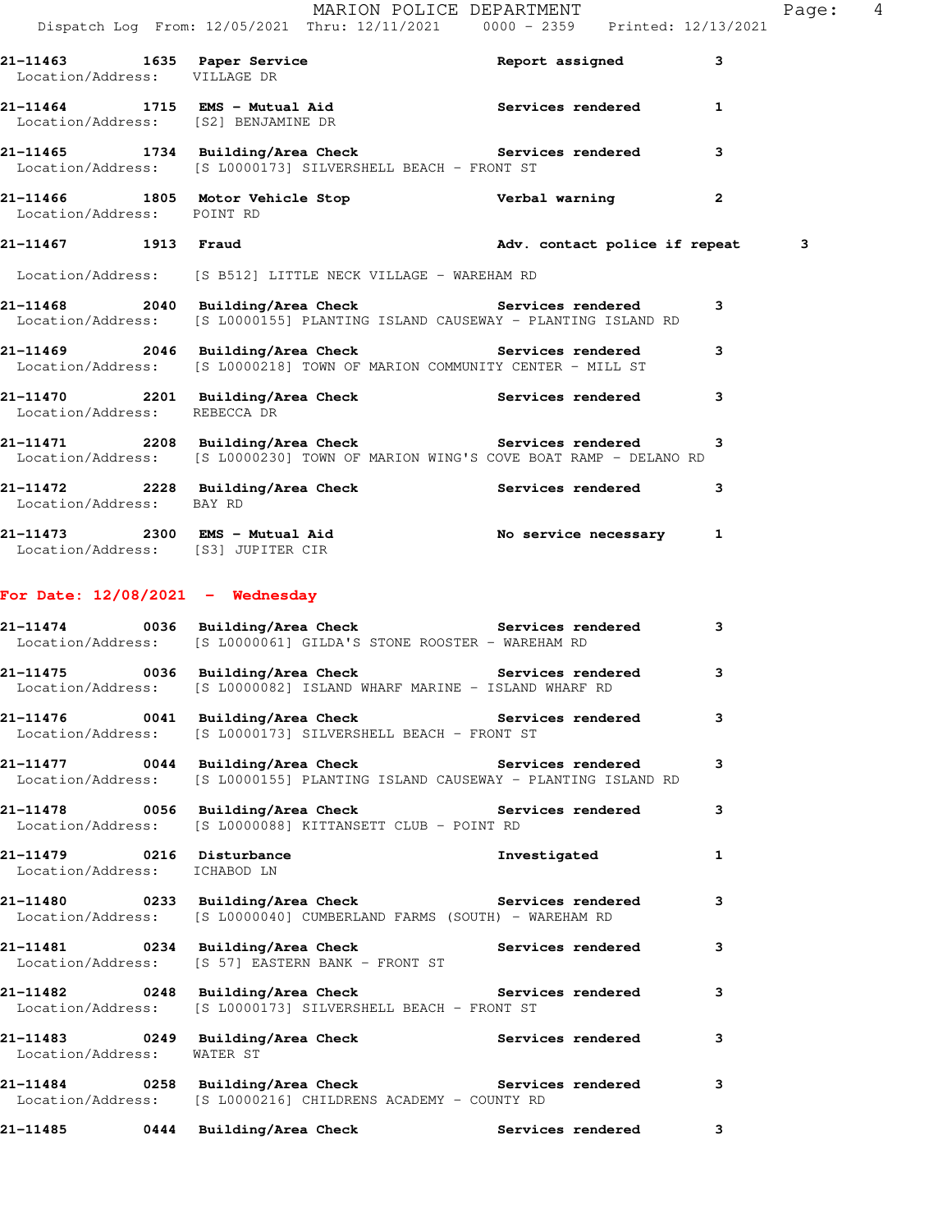21-11463 1635 Paper Service Report assigned 3
Location/Address: VILLAGE DR

21-11464 1715 EMS - Mutual Aid Services rendered 1
Location/Address: [S2] BENJAMINE DR

21-11465 1734 Building/Area Check Services rendered 3
Location/Address: [S L0000173] SILVERSHELL BEACH - FRONT ST

21-11466 1805 Motor Vehicle Stop Verbal warning 2
Location/Address: POINT RD

21-11467 1913 Fraud Adv. contact police if repeat 3
Location/Address: [S B512] LITTLE NECK VILLAGE - WAREHAM RD

21-11468 2040 Building/Area Check Services rendered 3
Location/Address: [S L0000155] PLANTING ISLAND CAUSEWAY - PLANTING ISLAND RD

21-11469 2046 Building/Area Check Services rendered 3
Location/Address: [S L0000218] TOWN OF MARION COMMUNITY CENTER - MILL ST

21-11470 2201 Building/Area Check Services rendered 3
Location/Address: REBECCA DR

21-11471 2208 Building/Area Check Services rendered 3
Location/Address: [S L0000230] TOWN OF MARION WING'S COVE BOAT RAMP - DELANO RD

21-11472 2228 Building/Area Check Services rendered 3
Location/Address: BAY RD

21-11473 2300 EMS - Mutual Aid No service necessary 1
Location/Address: [S3] JUPITER CIR

**For Date: 12/08/2021 - Wednesday**

21-11474 0036 Building/Area Check Services rendered 3
Location/Address: [S L0000061] GILDA'S STONE ROOSTER - WAREHAM RD

21-11475 0036 Building/Area Check Services rendered 3
Location/Address: [S L0000082] ISLAND WHARF MARINE - ISLAND WHARF RD

21-11476 0041 Building/Area Check Services rendered 3
Location/Address: [S L0000173] SILVERSHELL BEACH - FRONT ST

21-11477 0044 Building/Area Check Services rendered 3
Location/Address: [S L0000155] PLANTING ISLAND CAUSEWAY - PLANTING ISLAND RD

21-11478 0056 Building/Area Check Services rendered 3
Location/Address: [S L0000088] KITTANSETT CLUB - POINT RD

21-11479 0216 Disturbance Investigated 1
Location/Address: ICHABOD LN

21-11480 0233 Building/Area Check Services rendered 3
Location/Address: [S L0000040] CUMBERLAND FARMS (SOUTH) - WAREHAM RD

21-11481 0234 Building/Area Check Services rendered 3
Location/Address: [S 57] EASTERN BANK - FRONT ST

21-11482 0248 Building/Area Check Services rendered 3
Location/Address: [S L0000173] SILVERSHELL BEACH - FRONT ST

21-11483 0249 Building/Area Check Services rendered 3
Location/Address: WATER ST

21-11484 0258 Building/Area Check Services rendered 3
Location/Address: [S L0000216] CHILDRENS ACADEMY - COUNTY RD

21-11485 0444 Building/Area Check Services rendered 3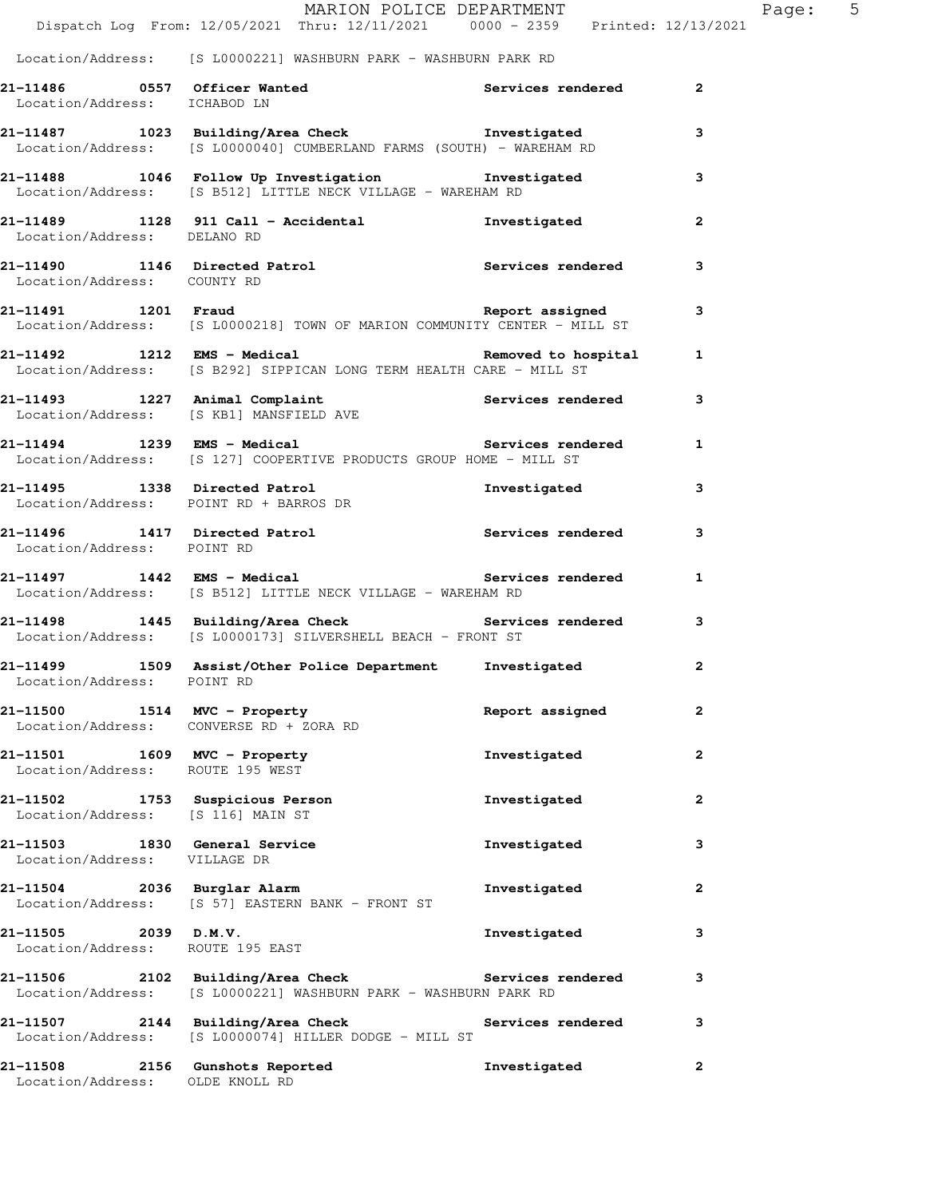Location/Address: [S L0000221] WASHBURN PARK - WASHBURN PARK RD

**21-11486 0557 Officer Wanted** **Services rendered 2**
Location/Address: ICHABOD LN

**21-11487 1023 Building/Area Check** **Investigated 3**
Location/Address: [S L0000040] CUMBERLAND FARMS (SOUTH) - WAREHAM RD

**21-11488 1046 Follow Up Investigation** **Investigated 3**
Location/Address: [S B512] LITTLE NECK VILLAGE - WAREHAM RD

**21-11489 1128 911 Call - Accidental** **Investigated 2**
Location/Address: DELANO RD

**21-11490 1146 Directed Patrol** **Services rendered 3**
Location/Address: COUNTY RD

**21-11491 1201 Fraud** **Report assigned 3**
Location/Address: [S L0000218] TOWN OF MARION COMMUNITY CENTER - MILL ST

**21-11492 1212 EMS - Medical** **Removed to hospital 1**
Location/Address: [S B292] SIPPICAN LONG TERM HEALTH CARE - MILL ST

**21-11493 1227 Animal Complaint** **Services rendered 3**
Location/Address: [S KB1] MANSFIELD AVE

**21-11494 1239 EMS - Medical** **Services rendered 1**
Location/Address: [S 127] COOPERTIVE PRODUCTS GROUP HOME - MILL ST

**21-11495 1338 Directed Patrol** **Investigated 3**
Location/Address: POINT RD + BARROS DR

**21-11496 1417 Directed Patrol** **Services rendered 3**
Location/Address: POINT RD

**21-11497 1442 EMS - Medical** **Services rendered 1**
Location/Address: [S B512] LITTLE NECK VILLAGE - WAREHAM RD

**21-11498 1445 Building/Area Check** **Services rendered 3**
Location/Address: [S L0000173] SILVERSHELL BEACH - FRONT ST

**21-11499 1509 Assist/Other Police Department** **Investigated 2**
Location/Address: POINT RD

**21-11500 1514 MVC - Property** **Report assigned 2**
Location/Address: CONVERSE RD + ZORA RD

**21-11501 1609 MVC - Property** **Investigated 2**
Location/Address: ROUTE 195 WEST

**21-11502 1753 Suspicious Person** **Investigated 2**
Location/Address: [S 116] MAIN ST

**21-11503 1830 General Service** **Investigated 3**
Location/Address: VILLAGE DR

**21-11504 2036 Burglar Alarm** **Investigated 2**
Location/Address: [S 57] EASTERN BANK - FRONT ST

**21-11505 2039 D.M.V.** **Investigated 3**
Location/Address: ROUTE 195 EAST

**21-11506 2102 Building/Area Check** **Services rendered 3**
Location/Address: [S L0000221] WASHBURN PARK - WASHBURN PARK RD

**21-11507 2144 Building/Area Check** **Services rendered 3**
Location/Address: [S L0000074] HILLER DODGE - MILL ST

**21-11508 2156 Gunshots Reported** **Investigated 2**
Location/Address: OLDE KNOLL RD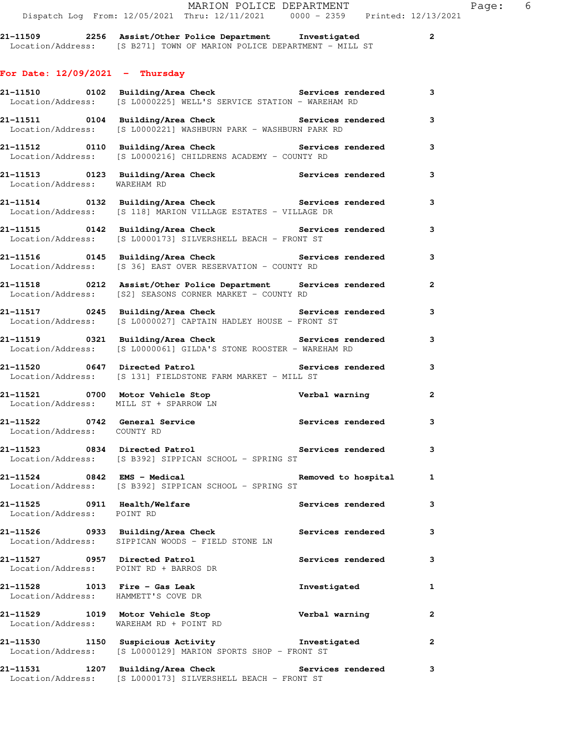21-11509 2256 **Assist/Other Police Department** Investigated 2
Location/Address: [S B271] TOWN OF MARION POLICE DEPARTMENT - MILL ST

## For Date: 12/09/2021 - Thursday

21-11510 0102 **Building/Area Check** Services rendered 3
Location/Address: [S L0000225] WELL'S SERVICE STATION - WAREHAM RD

21-11511 0104 **Building/Area Check** Services rendered 3
Location/Address: [S L0000221] WASHBURN PARK - WASHBURN PARK RD

21-11512 0110 **Building/Area Check** Services rendered 3
Location/Address: [S L0000216] CHILDRENS ACADEMY - COUNTY RD

21-11513 0123 **Building/Area Check** Services rendered 3
Location/Address: WAREHAM RD

21-11514 0132 **Building/Area Check** Services rendered 3
Location/Address: [S 118] MARION VILLAGE ESTATES - VILLAGE DR

21-11515 0142 **Building/Area Check** Services rendered 3
Location/Address: [S L0000173] SILVERSHELL BEACH - FRONT ST

21-11516 0145 **Building/Area Check** Services rendered 3
Location/Address: [S 36] EAST OVER RESERVATION - COUNTY RD

21-11518 0212 **Assist/Other Police Department** Services rendered 2
Location/Address: [S2] SEASONS CORNER MARKET - COUNTY RD

21-11517 0245 **Building/Area Check** Services rendered 3
Location/Address: [S L0000027] CAPTAIN HADLEY HOUSE - FRONT ST

21-11519 0321 **Building/Area Check** Services rendered 3
Location/Address: [S L0000061] GILDA'S STONE ROOSTER - WAREHAM RD

21-11520 0647 **Directed Patrol** Services rendered 3
Location/Address: [S 131] FIELDSTONE FARM MARKET - MILL ST

21-11521 0700 **Motor Vehicle Stop** Verbal warning 2
Location/Address: MILL ST + SPARROW LN

21-11522 0742 **General Service** Services rendered 3
Location/Address: COUNTY RD

21-11523 0834 **Directed Patrol** Services rendered 3
Location/Address: [S B392] SIPPICAN SCHOOL - SPRING ST

21-11524 0842 **EMS - Medical** Removed to hospital 1
Location/Address: [S B392] SIPPICAN SCHOOL - SPRING ST

21-11525 0911 **Health/Welfare** Services rendered 3
Location/Address: POINT RD

21-11526 0933 **Building/Area Check** Services rendered 3
Location/Address: SIPPICAN WOODS - FIELD STONE LN

21-11527 0957 **Directed Patrol** Services rendered 3
Location/Address: POINT RD + BARROS DR

21-11528 1013 **Fire - Gas Leak** Investigated 1
Location/Address: HAMMETT'S COVE DR

21-11529 1019 **Motor Vehicle Stop** Verbal warning 2
Location/Address: WAREHAM RD + POINT RD

21-11530 1150 **Suspicious Activity** Investigated 2
Location/Address: [S L0000129] MARION SPORTS SHOP - FRONT ST

21-11531 1207 **Building/Area Check** Services rendered 3
Location/Address: [S L0000173] SILVERSHELL BEACH - FRONT ST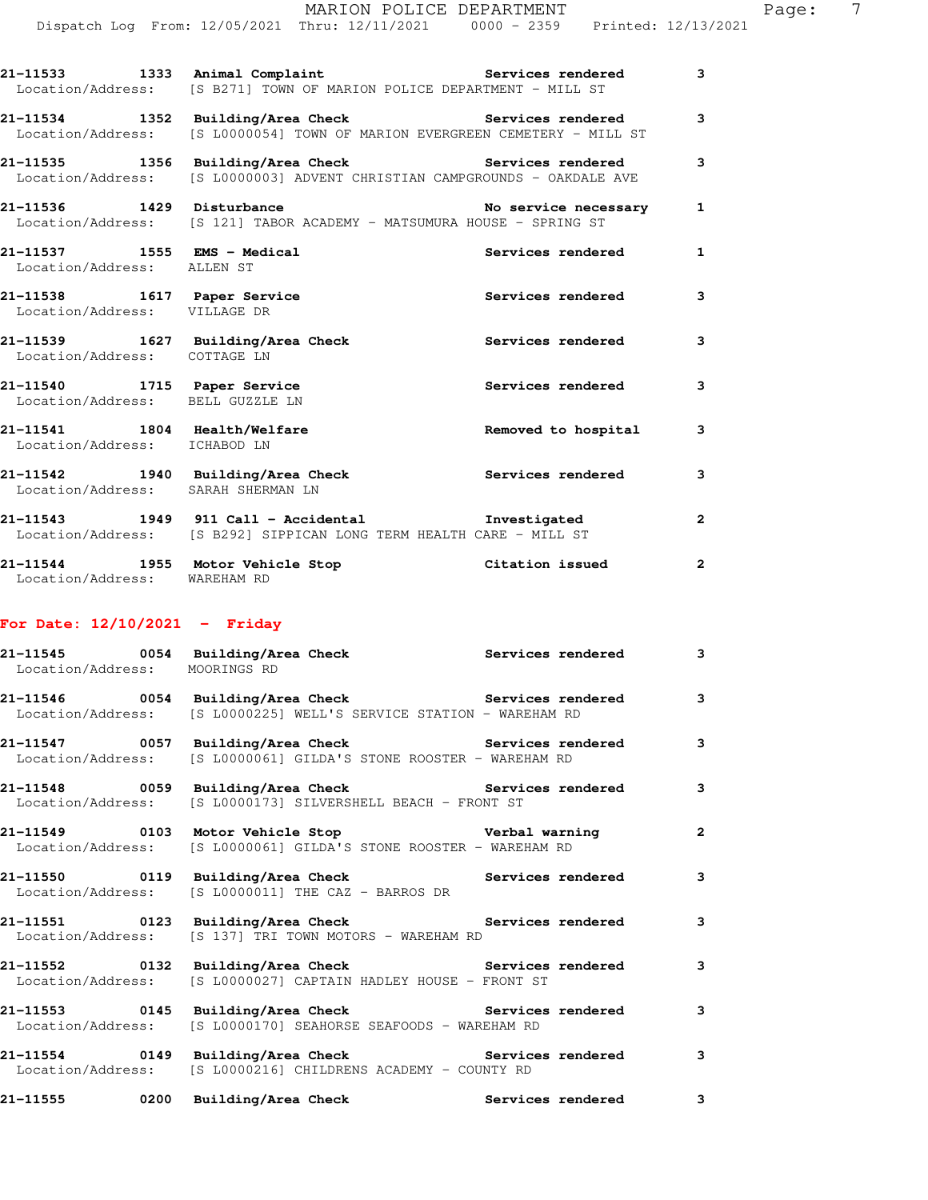21-11533 1333 **Animal Complaint** Services rendered 3
Location/Address: [S B271] TOWN OF MARION POLICE DEPARTMENT - MILL ST

21-11534 1352 **Building/Area Check** Services rendered 3
Location/Address: [S L0000054] TOWN OF MARION EVERGREEN CEMETERY - MILL ST

21-11535 1356 **Building/Area Check** Services rendered 3
Location/Address: [S L0000003] ADVENT CHRISTIAN CAMPGROUNDS - OAKDALE AVE

21-11536 1429 **Disturbance** No service necessary 1
Location/Address: [S 121] TABOR ACADEMY - MATSUMURA HOUSE - SPRING ST

21-11537 1555 **EMS - Medical** Services rendered 1
Location/Address: ALLEN ST

21-11538 1617 **Paper Service** Services rendered 3
Location/Address: VILLAGE DR

21-11539 1627 **Building/Area Check** Services rendered 3
Location/Address: COTTAGE LN

21-11540 1715 **Paper Service** Services rendered 3
Location/Address: BELL GUZZLE LN

21-11541 1804 **Health/Welfare** Removed to hospital 3
Location/Address: ICHABOD LN

21-11542 1940 **Building/Area Check** Services rendered 3
Location/Address: SARAH SHERMAN LN

21-11543 1949 **911 Call - Accidental** Investigated 2
Location/Address: [S B292] SIPPICAN LONG TERM HEALTH CARE - MILL ST

21-11544 1955 **Motor Vehicle Stop** Citation issued 2
Location/Address: WAREHAM RD

## For Date: 12/10/2021 - Friday

21-11545 0054 **Building/Area Check** Services rendered 3
Location/Address: MOORINGS RD

21-11546 0054 **Building/Area Check** Services rendered 3
Location/Address: [S L0000225] WELL'S SERVICE STATION - WAREHAM RD

21-11547 0057 **Building/Area Check** Services rendered 3
Location/Address: [S L0000061] GILDA'S STONE ROOSTER - WAREHAM RD

21-11548 0059 **Building/Area Check** Services rendered 3
Location/Address: [S L0000173] SILVERSHELL BEACH - FRONT ST

21-11549 0103 **Motor Vehicle Stop** Verbal warning 2
Location/Address: [S L0000061] GILDA'S STONE ROOSTER - WAREHAM RD

21-11550 0119 **Building/Area Check** Services rendered 3
Location/Address: [S L0000011] THE CAZ - BARROS DR

21-11551 0123 **Building/Area Check** Services rendered 3
Location/Address: [S 137] TRI TOWN MOTORS - WAREHAM RD

21-11552 0132 **Building/Area Check** Services rendered 3
Location/Address: [S L0000027] CAPTAIN HADLEY HOUSE - FRONT ST

21-11553 0145 **Building/Area Check** Services rendered 3
Location/Address: [S L0000170] SEAHORSE SEAFOODS - WAREHAM RD

21-11554 0149 **Building/Area Check** Services rendered 3
Location/Address: [S L0000216] CHILDRENS ACADEMY - COUNTY RD

21-11555 0200 **Building/Area Check** Services rendered 3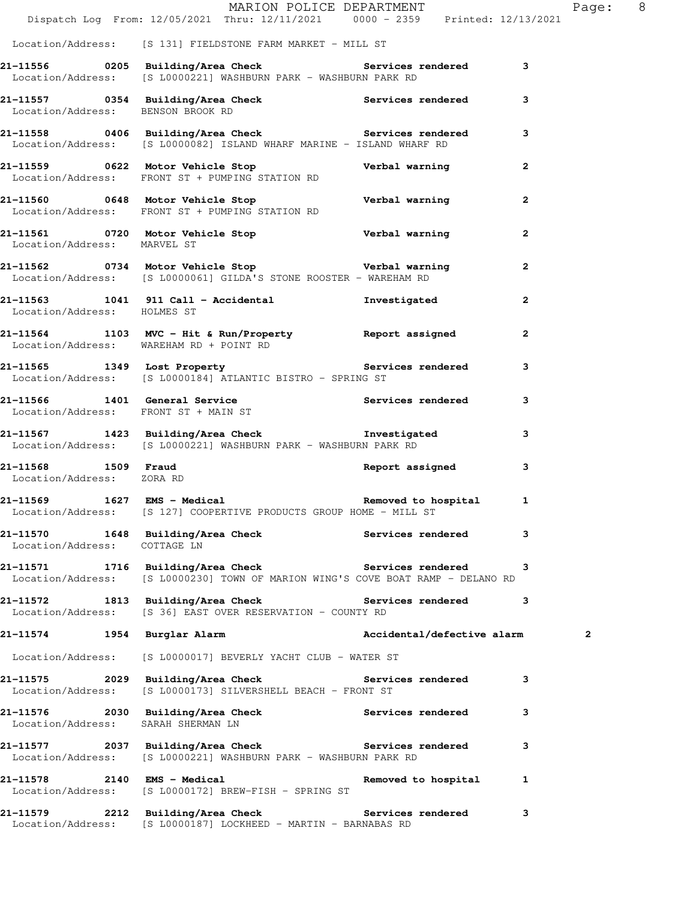Location/Address: [S 131] FIELDSTONE FARM MARKET - MILL ST

**21-11556 0205 Building/Area Check** Services rendered 3
Location/Address: [S L0000221] WASHBURN PARK - WASHBURN PARK RD

**21-11557 0354 Building/Area Check** Services rendered 3
Location/Address: BENSON BROOK RD

**21-11558 0406 Building/Area Check** Services rendered 3
Location/Address: [S L0000082] ISLAND WHARF MARINE - ISLAND WHARF RD

**21-11559 0622 Motor Vehicle Stop** Verbal warning 2
Location/Address: FRONT ST + PUMPING STATION RD

**21-11560 0648 Motor Vehicle Stop** Verbal warning 2
Location/Address: FRONT ST + PUMPING STATION RD

**21-11561 0720 Motor Vehicle Stop** Verbal warning 2
Location/Address: MARVEL ST

**21-11562 0734 Motor Vehicle Stop** Verbal warning 2
Location/Address: [S L0000061] GILDA'S STONE ROOSTER - WAREHAM RD

**21-11563 1041 911 Call - Accidental** Investigated 2
Location/Address: HOLMES ST

**21-11564 1103 MVC - Hit & Run/Property** Report assigned 2
Location/Address: WAREHAM RD + POINT RD

**21-11565 1349 Lost Property** Services rendered 3
Location/Address: [S L0000184] ATLANTIC BISTRO - SPRING ST

**21-11566 1401 General Service** Services rendered 3
Location/Address: FRONT ST + MAIN ST

**21-11567 1423 Building/Area Check** Investigated 3
Location/Address: [S L0000221] WASHBURN PARK - WASHBURN PARK RD

**21-11568 1509 Fraud** Report assigned 3
Location/Address: ZORA RD

**21-11569 1627 EMS - Medical** Removed to hospital 1
Location/Address: [S 127] COOPERTIVE PRODUCTS GROUP HOME - MILL ST

**21-11570 1648 Building/Area Check** Services rendered 3
Location/Address: COTTAGE LN

**21-11571 1716 Building/Area Check** Services rendered 3
Location/Address: [S L0000230] TOWN OF MARION WING'S COVE BOAT RAMP - DELANO RD

**21-11572 1813 Building/Area Check** Services rendered 3
Location/Address: [S 36] EAST OVER RESERVATION - COUNTY RD

**21-11574 1954 Burglar Alarm** Accidental/defective alarm 2
Location/Address: [S L0000017] BEVERLY YACHT CLUB - WATER ST

**21-11575 2029 Building/Area Check** Services rendered 3
Location/Address: [S L0000173] SILVERSHELL BEACH - FRONT ST

**21-11576 2030 Building/Area Check** Services rendered 3
Location/Address: SARAH SHERMAN LN

**21-11577 2037 Building/Area Check** Services rendered 3
Location/Address: [S L0000221] WASHBURN PARK - WASHBURN PARK RD

**21-11578 2140 EMS - Medical** Removed to hospital 1
Location/Address: [S L0000172] BREW-FISH - SPRING ST

**21-11579 2212 Building/Area Check** Services rendered 3
Location/Address: [S L0000187] LOCKHEED - MARTIN - BARNABAS RD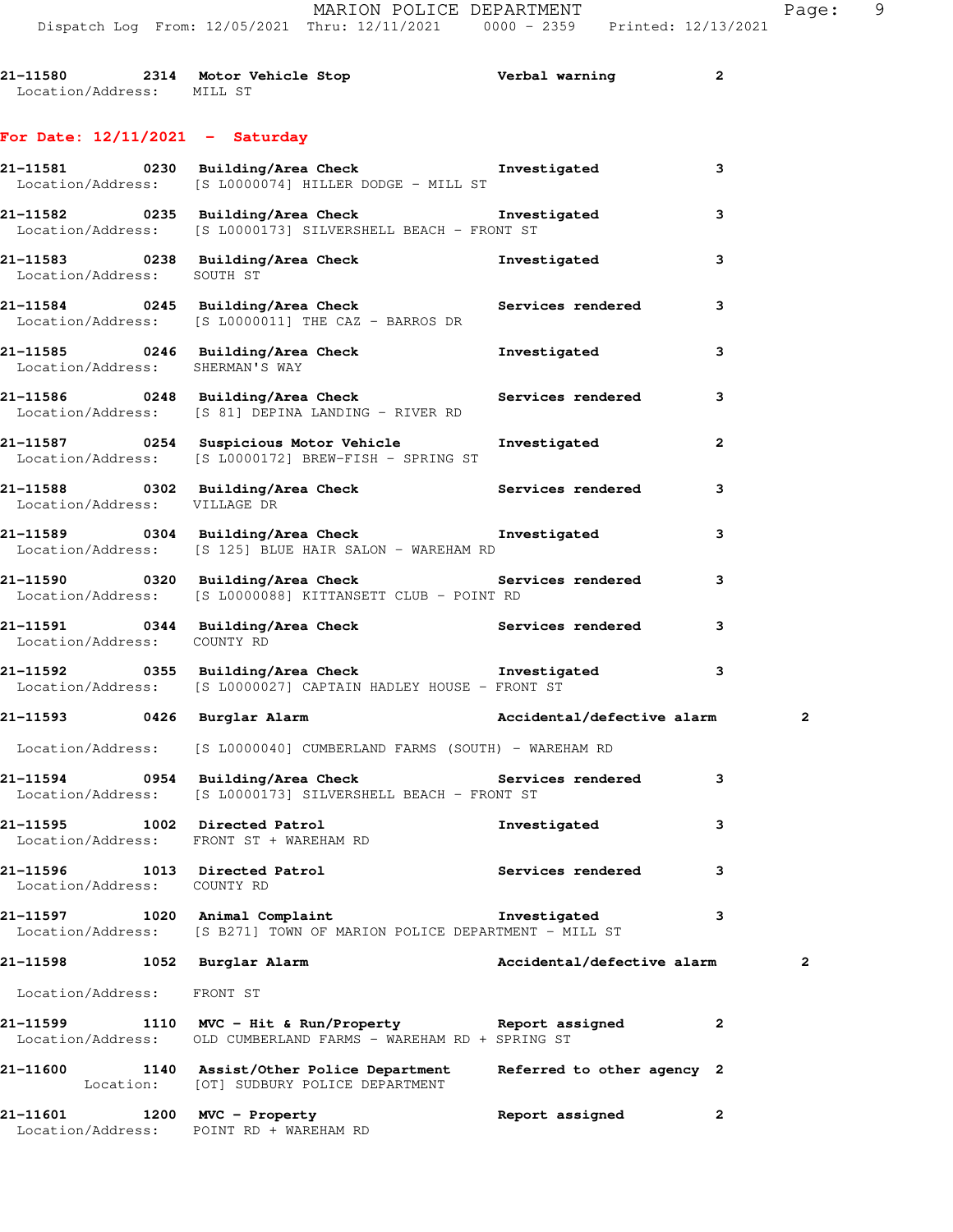21-11580 2314 Motor Vehicle Stop Verbal warning 2
Location/Address: MILL ST

**For Date: 12/11/2021 - Saturday**

21-11581 0230 Building/Area Check Investigated 3
Location/Address: [S L0000074] HILLER DODGE - MILL ST

21-11582 0235 Building/Area Check Investigated 3
Location/Address: [S L0000173] SILVERSHELL BEACH - FRONT ST

21-11583 0238 Building/Area Check Investigated 3
Location/Address: SOUTH ST

21-11584 0245 Building/Area Check Services rendered 3
Location/Address: [S L0000011] THE CAZ - BARROS DR

21-11585 0246 Building/Area Check Investigated 3
Location/Address: SHERMAN'S WAY

21-11586 0248 Building/Area Check Services rendered 3
Location/Address: [S 81] DEPINA LANDING - RIVER RD

21-11587 0254 Suspicious Motor Vehicle Investigated 2
Location/Address: [S L0000172] BREW-FISH - SPRING ST

21-11588 0302 Building/Area Check Services rendered 3
Location/Address: VILLAGE DR

21-11589 0304 Building/Area Check Investigated 3
Location/Address: [S 125] BLUE HAIR SALON - WAREHAM RD

21-11590 0320 Building/Area Check Services rendered 3
Location/Address: [S L0000088] KITTANSETT CLUB - POINT RD

21-11591 0344 Building/Area Check Services rendered 3
Location/Address: COUNTY RD

21-11592 0355 Building/Area Check Investigated 3
Location/Address: [S L0000027] CAPTAIN HADLEY HOUSE - FRONT ST

21-11593 0426 Burglar Alarm Accidental/defective alarm 2
Location/Address: [S L0000040] CUMBERLAND FARMS (SOUTH) - WAREHAM RD

21-11594 0954 Building/Area Check Services rendered 3
Location/Address: [S L0000173] SILVERSHELL BEACH - FRONT ST

21-11595 1002 Directed Patrol Investigated 3
Location/Address: FRONT ST + WAREHAM RD

21-11596 1013 Directed Patrol Services rendered 3
Location/Address: COUNTY RD

21-11597 1020 Animal Complaint Investigated 3
Location/Address: [S B271] TOWN OF MARION POLICE DEPARTMENT - MILL ST

21-11598 1052 Burglar Alarm Accidental/defective alarm 2
Location/Address: FRONT ST

21-11599 1110 MVC - Hit & Run/Property Report assigned 2
Location/Address: OLD CUMBERLAND FARMS - WAREHAM RD + SPRING ST

21-11600 1140 Assist/Other Police Department Referred to other agency 2
Location: [OT] SUDBURY POLICE DEPARTMENT

21-11601 1200 MVC - Property Report assigned 2
Location/Address: POINT RD + WAREHAM RD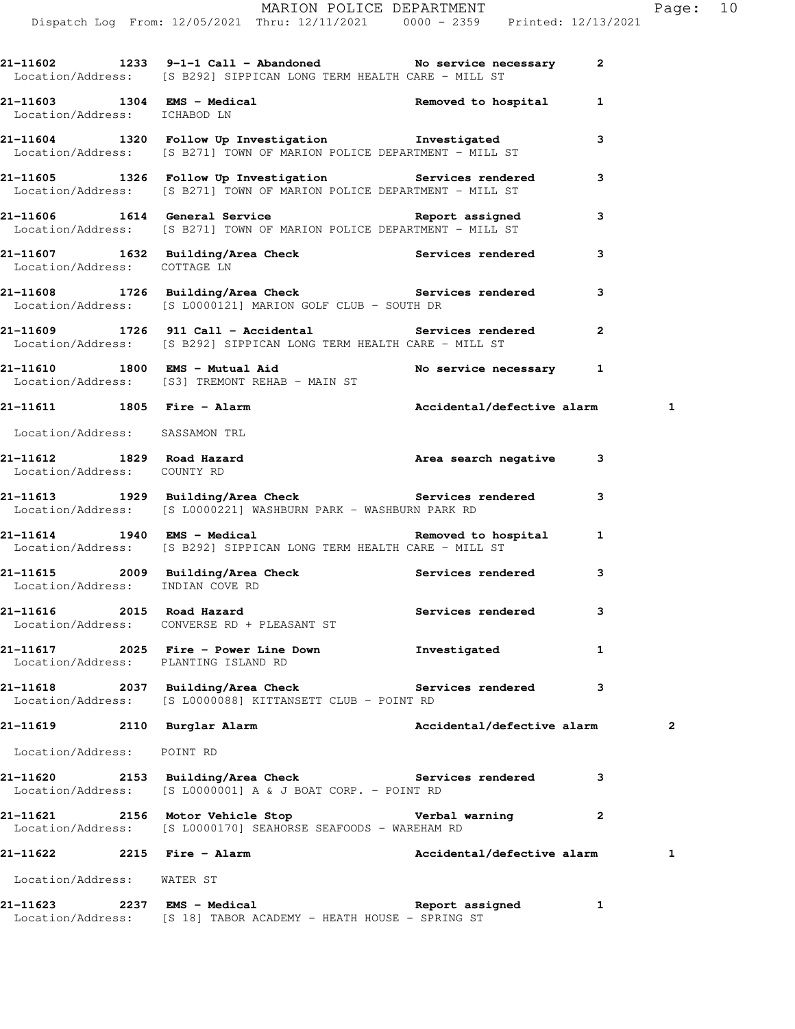21-11602 1233 9-1-1 Call - Abandoned No service necessary 2
Location/Address: [S B292] SIPPICAN LONG TERM HEALTH CARE - MILL ST

21-11603 1304 EMS - Medical Removed to hospital 1
Location/Address: ICHABOD LN

21-11604 1320 Follow Up Investigation Investigated 3
Location/Address: [S B271] TOWN OF MARION POLICE DEPARTMENT - MILL ST

21-11605 1326 Follow Up Investigation Services rendered 3
Location/Address: [S B271] TOWN OF MARION POLICE DEPARTMENT - MILL ST

21-11606 1614 General Service Report assigned 3
Location/Address: [S B271] TOWN OF MARION POLICE DEPARTMENT - MILL ST

21-11607 1632 Building/Area Check Services rendered 3
Location/Address: COTTAGE LN

21-11608 1726 Building/Area Check Services rendered 3
Location/Address: [S L0000121] MARION GOLF CLUB - SOUTH DR

21-11609 1726 911 Call - Accidental Services rendered 2
Location/Address: [S B292] SIPPICAN LONG TERM HEALTH CARE - MILL ST

21-11610 1800 EMS - Mutual Aid No service necessary 1
Location/Address: [S3] TREMONT REHAB - MAIN ST

21-11611 1805 Fire - Alarm Accidental/defective alarm 1
Location/Address: SASSAMON TRL

21-11612 1829 Road Hazard Area search negative 3
Location/Address: COUNTY RD

21-11613 1929 Building/Area Check Services rendered 3
Location/Address: [S L0000221] WASHBURN PARK - WASHBURN PARK RD

21-11614 1940 EMS - Medical Removed to hospital 1
Location/Address: [S B292] SIPPICAN LONG TERM HEALTH CARE - MILL ST

21-11615 2009 Building/Area Check Services rendered 3
Location/Address: INDIAN COVE RD

21-11616 2015 Road Hazard Services rendered 3
Location/Address: CONVERSE RD + PLEASANT ST

21-11617 2025 Fire - Power Line Down Investigated 1
Location/Address: PLANTING ISLAND RD

21-11618 2037 Building/Area Check Services rendered 3
Location/Address: [S L0000088] KITTANSETT CLUB - POINT RD

21-11619 2110 Burglar Alarm Accidental/defective alarm 2
Location/Address: POINT RD

21-11620 2153 Building/Area Check Services rendered 3
Location/Address: [S L0000001] A & J BOAT CORP. - POINT RD

21-11621 2156 Motor Vehicle Stop Verbal warning 2
Location/Address: [S L0000170] SEAHORSE SEAFOODS - WAREHAM RD

21-11622 2215 Fire - Alarm Accidental/defective alarm 1
Location/Address: WATER ST

21-11623 2237 EMS - Medical Report assigned 1
Location/Address: [S 18] TABOR ACADEMY - HEATH HOUSE - SPRING ST